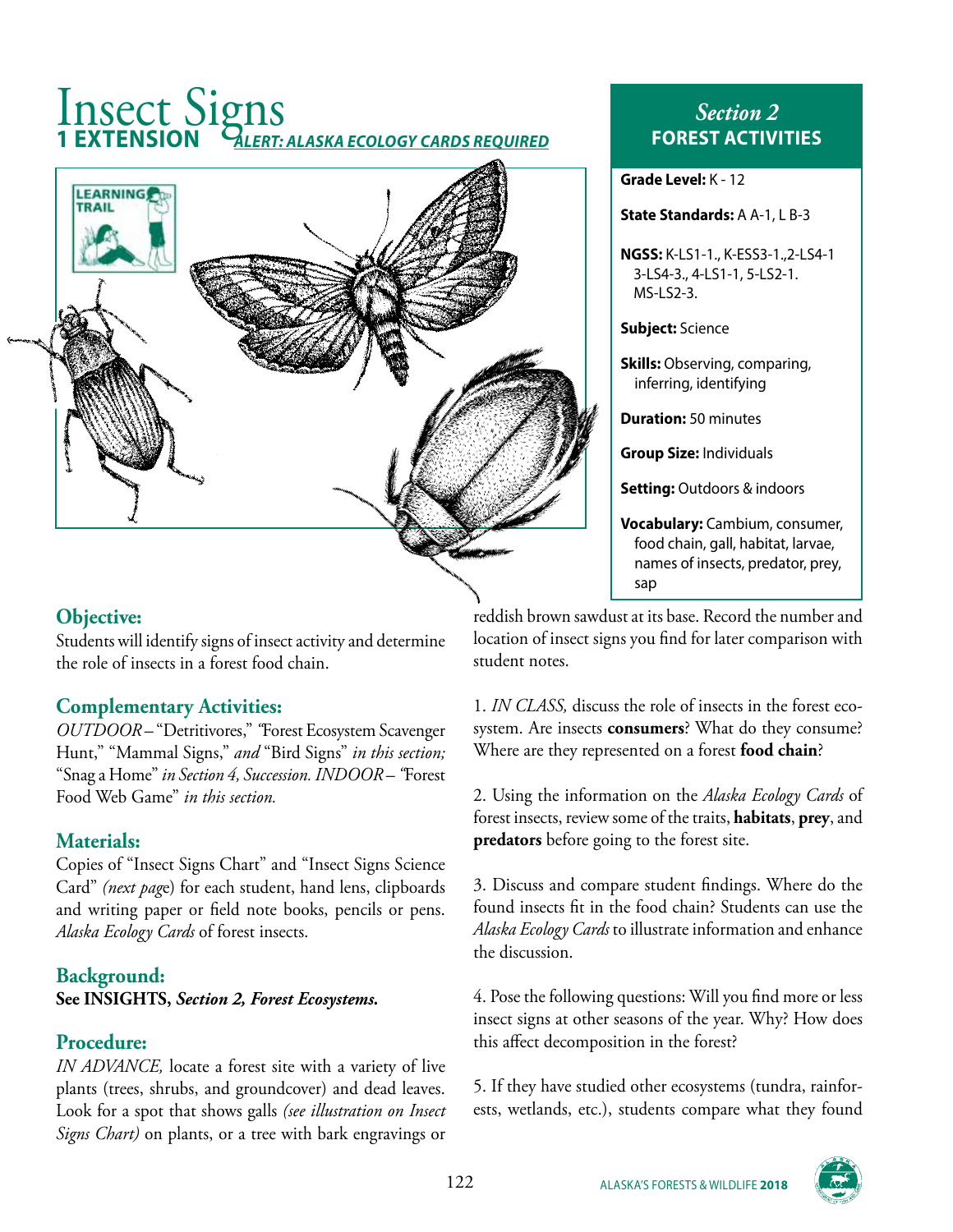# Insect Signs

**1 EXTENSION** *ALERT: ALASKA ECOLOGY CARDS REQUIRED*

LEARNING TRAIL

## Section 2
**FOREST ACTIVITIES**

**Grade Level:** K - 12

**State Standards:** A A-1, L B-3

**NGSS:** K-LS1-1., K-ESS3-1.,2-LS4-1 3-LS4-3., 4-LS1-1, 5-LS2-1. MS-LS2-3.

**Subject:** Science

**Skills:** Observing, comparing, inferring, identifying

**Duration:** 50 minutes

**Group Size:** Individuals

**Setting:** Outdoors & indoors

**Vocabulary:** Cambium, consumer, food chain, gall, habitat, larvae, names of insects, predator, prey, sap

## Objective:

Students will identify signs of insect activity and determine the role of insects in a forest food chain.

## Complementary Activities:

*OUTDOOR* – "Detritivores," "Forest Ecosystem Scavenger Hunt," "Mammal Signs," *and* "Bird Signs" *in this section;* "Snag a Home" *in Section 4, Succession. INDOOR* – "Forest Food Web Game" *in this section.*

## Materials:

Copies of "Insect Signs Chart" and "Insect Signs Science Card" *(next page*) for each student, hand lens, clipboards and writing paper or field note books, pencils or pens. *Alaska Ecology Cards* of forest insects.

## Background:

**See INSIGHTS, *Section 2, Forest Ecosystems.***

## Procedure:

*IN ADVANCE,* locate a forest site with a variety of live plants (trees, shrubs, and groundcover) and dead leaves. Look for a spot that shows galls *(see illustration on Insect Signs Chart)* on plants, or a tree with bark engravings or reddish brown sawdust at its base. Record the number and location of insect signs you find for later comparison with student notes.

1. *IN CLASS,* discuss the role of insects in the forest ecosystem. Are insects **consumers**? What do they consume? Where are they represented on a forest **food chain**?

2. Using the information on the *Alaska Ecology Cards* of forest insects, review some of the traits, **habitats**, **prey**, and **predators** before going to the forest site.

3. Discuss and compare student findings. Where do the found insects fit in the food chain? Students can use the *Alaska Ecology Cards* to illustrate information and enhance the discussion.

4. Pose the following questions: Will you find more or less insect signs at other seasons of the year. Why? How does this affect decomposition in the forest?

5. If they have studied other ecosystems (tundra, rainforests, wetlands, etc.), students compare what they found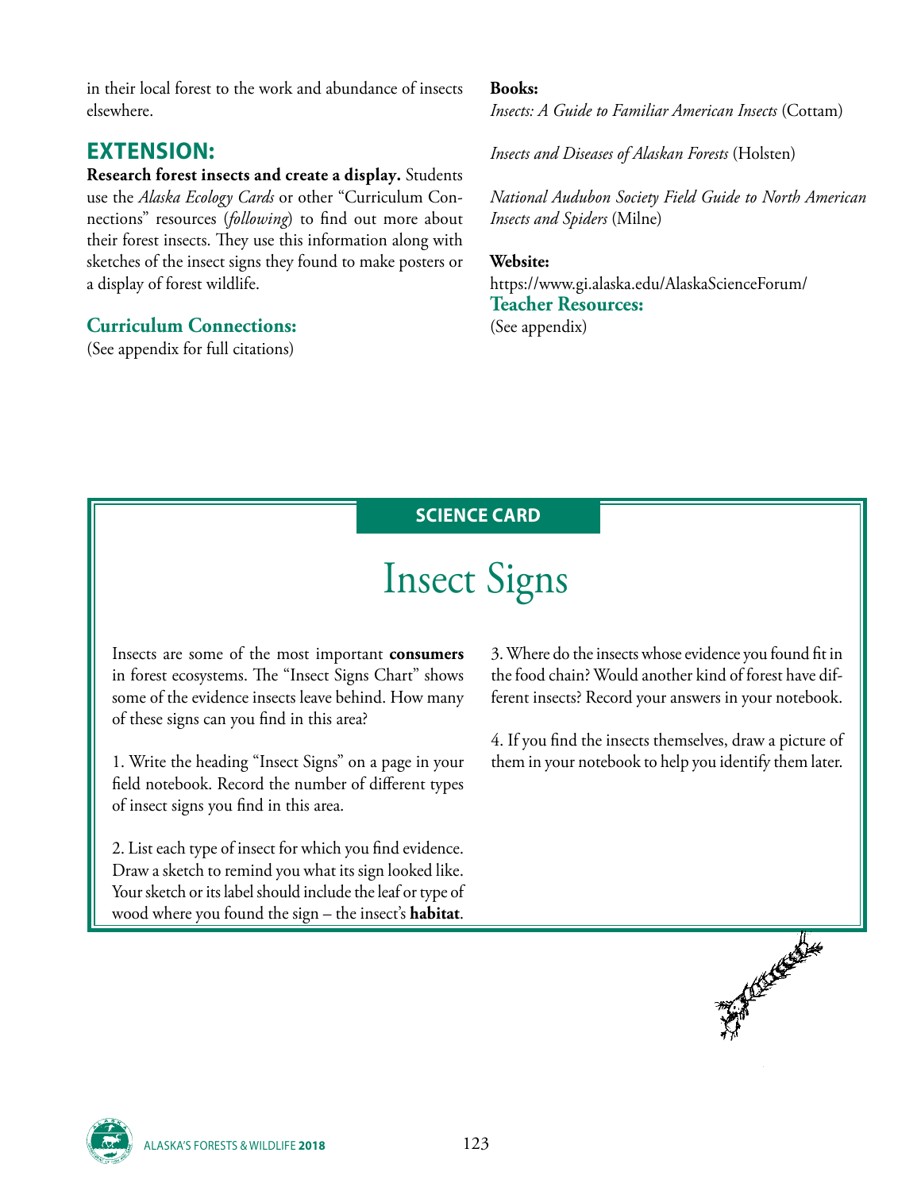in their local forest to the work and abundance of insects elsewhere.

## EXTENSION:

**Research forest insects and create a display.** Students use the *Alaska Ecology Cards* or other "Curriculum Connections" resources (*following*) to find out more about their forest insects. They use this information along with sketches of the insect signs they found to make posters or a display of forest wildlife.

### Curriculum Connections:

(See appendix for full citations)

**Books:**

*Insects: A Guide to Familiar American Insects* (Cottam)

*Insects and Diseases of Alaskan Forests* (Holsten)

*National Audubon Society Field Guide to North American Insects and Spiders* (Milne)

**Website:**

https://www.gi.alaska.edu/AlaskaScienceForum/

### Teacher Resources:

(See appendix)

**SCIENCE CARD**

# Insect Signs

Insects are some of the most important **consumers** in forest ecosystems. The "Insect Signs Chart" shows some of the evidence insects leave behind. How many of these signs can you find in this area?

1. Write the heading "Insect Signs" on a page in your field notebook. Record the number of different types of insect signs you find in this area.

2. List each type of insect for which you find evidence. Draw a sketch to remind you what its sign looked like. Your sketch or its label should include the leaf or type of wood where you found the sign – the insect's **habitat**.

3. Where do the insects whose evidence you found fit in the food chain? Would another kind of forest have different insects? Record your answers in your notebook.

4. If you find the insects themselves, draw a picture of them in your notebook to help you identify them later.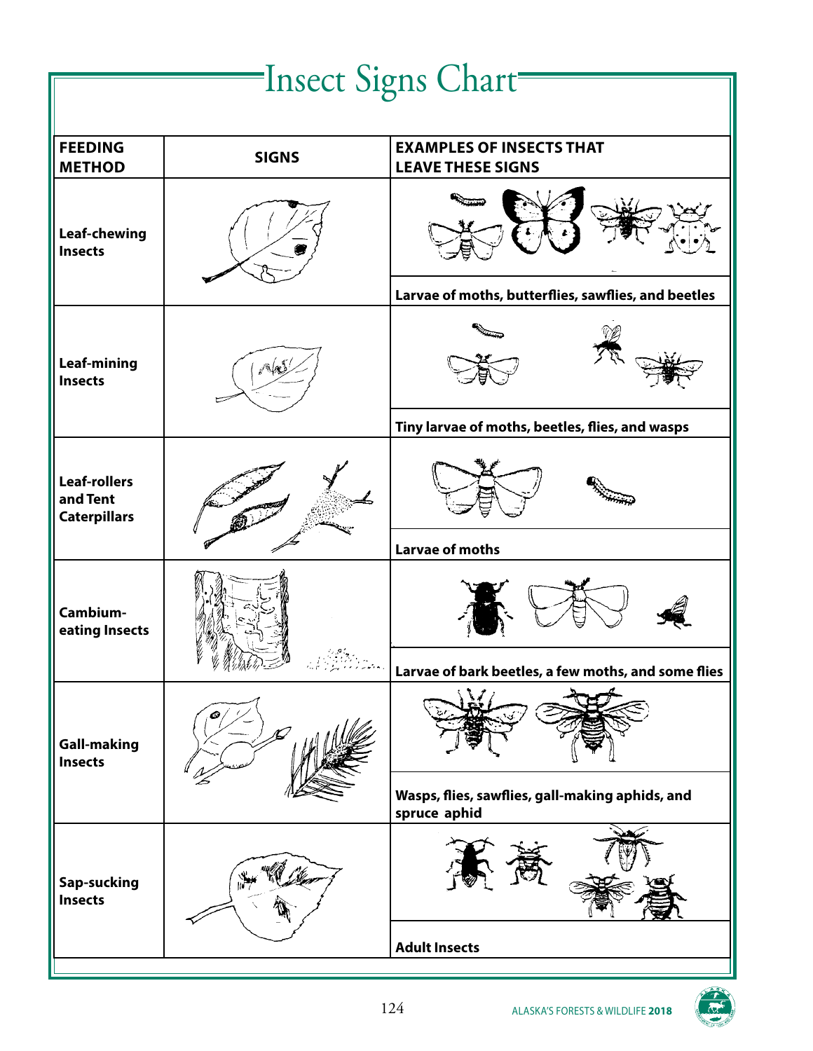# Insect Signs Chart

| FEEDING METHOD | SIGNS | EXAMPLES OF INSECTS THAT LEAVE THESE SIGNS |
|---|---|---|
| Leaf-chewing Insects | | Larvae of moths, butterflies, sawflies, and beetles |
| Leaf-mining Insects | | Tiny larvae of moths, beetles, flies, and wasps |
| Leaf-rollers and Tent Caterpillars | | Larvae of moths |
| Cambium-eating Insects | | Larvae of bark beetles, a few moths, and some flies |
| Gall-making Insects | | Wasps, flies, sawflies, gall-making aphids, and spruce aphid |
| Sap-sucking Insects | | Adult Insects |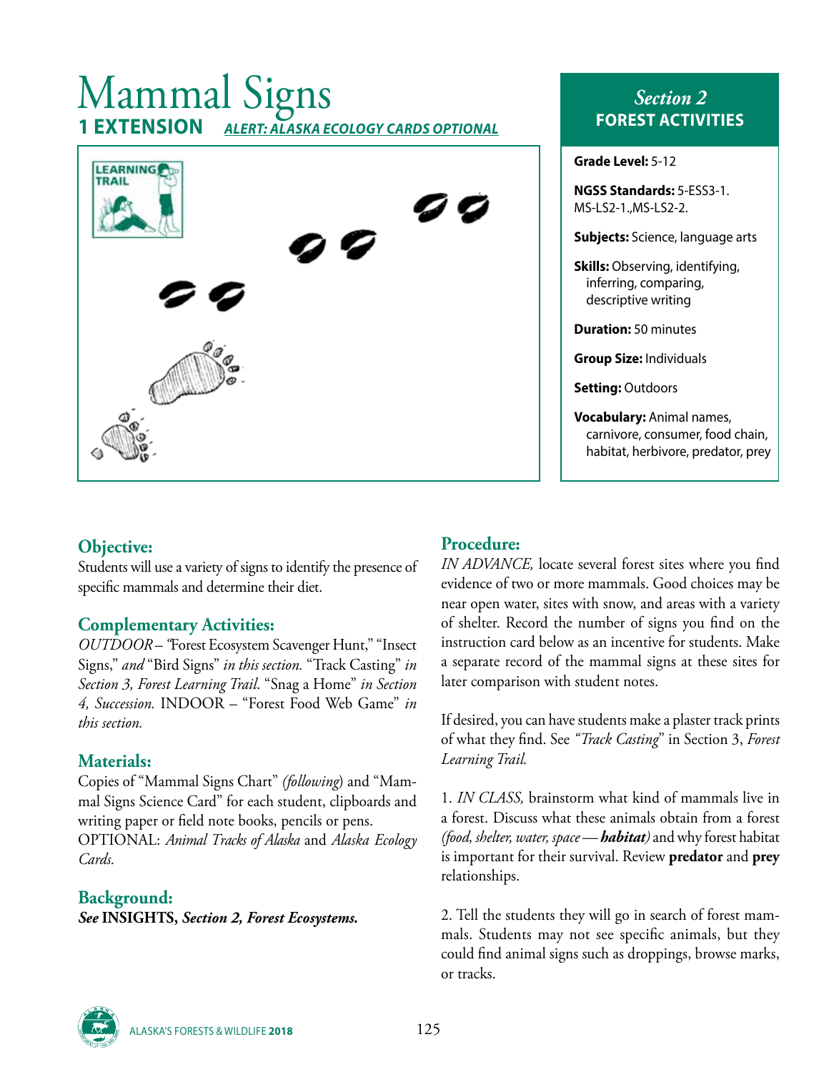# Mammal Signs

**1 EXTENSION** ***ALERT: ALASKA ECOLOGY CARDS OPTIONAL***

*Section 2*
**FOREST ACTIVITIES**

**Grade Level:** 5-12

**NGSS Standards:** 5-ESS3-1. MS-LS2-1.,MS-LS2-2.

**Subjects:** Science, language arts

**Skills:** Observing, identifying, inferring, comparing, descriptive writing

**Duration:** 50 minutes

**Group Size:** Individuals

**Setting:** Outdoors

**Vocabulary:** Animal names, carnivore, consumer, food chain, habitat, herbivore, predator, prey

## Objective:

Students will use a variety of signs to identify the presence of specific mammals and determine their diet.

## Complementary Activities:

*OUTDOOR* – "Forest Ecosystem Scavenger Hunt," "Insect Signs," *and* "Bird Signs" *in this section.* "Track Casting" *in Section 3, Forest Learning Trail*. "Snag a Home" *in Section 4, Succession.* INDOOR – "Forest Food Web Game" *in this section.*

## Materials:

Copies of "Mammal Signs Chart" *(following)* and "Mammal Signs Science Card" for each student, clipboards and writing paper or field note books, pencils or pens.
OPTIONAL: *Animal Tracks of Alaska* and *Alaska Ecology Cards.*

## Background:

***See* INSIGHTS, *Section 2, Forest Ecosystems.***

## Procedure:

*IN ADVANCE,* locate several forest sites where you find evidence of two or more mammals. Good choices may be near open water, sites with snow, and areas with a variety of shelter. Record the number of signs you find on the instruction card below as an incentive for students. Make a separate record of the mammal signs at these sites for later comparison with student notes.

If desired, you can have students make a plaster track prints of what they find. See *"Track Casting"* in Section 3, *Forest Learning Trail.*

1. *IN CLASS,* brainstorm what kind of mammals live in a forest. Discuss what these animals obtain from a forest *(food, shelter, water, space —* ***habitat****)* and why forest habitat is important for their survival. Review **predator** and **prey** relationships.

2. Tell the students they will go in search of forest mammals. Students may not see specific animals, but they could find animal signs such as droppings, browse marks, or tracks.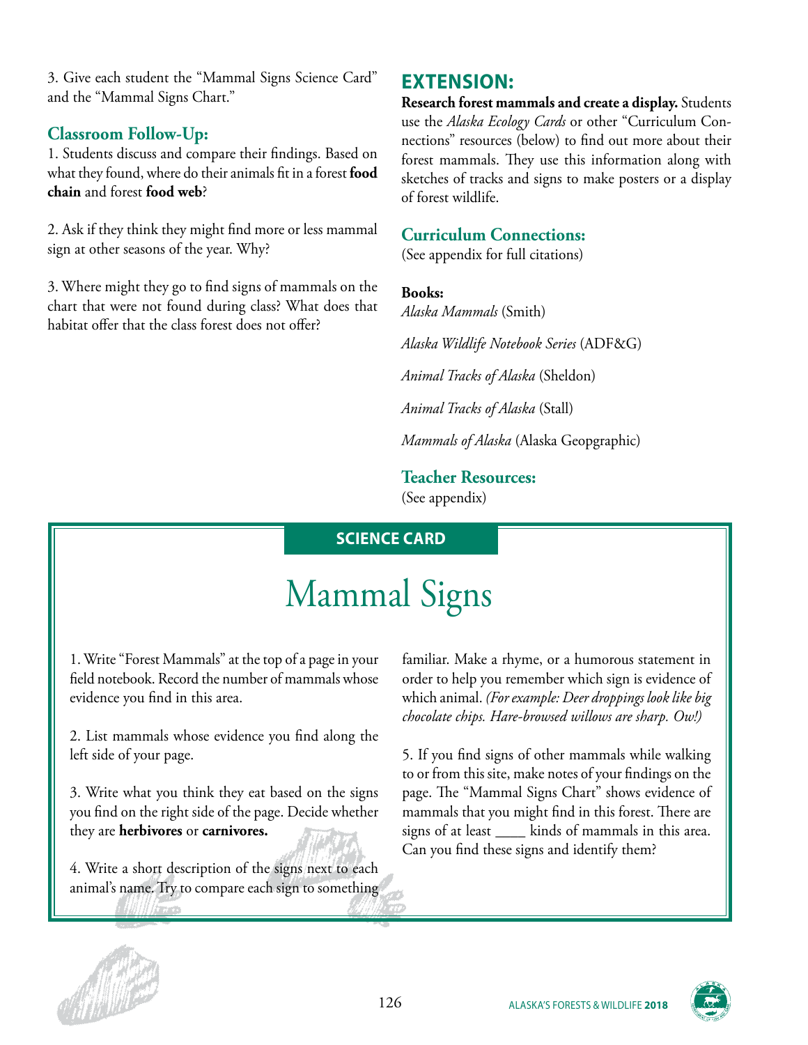3. Give each student the "Mammal Signs Science Card" and the "Mammal Signs Chart."

### Classroom Follow-Up:

1. Students discuss and compare their findings. Based on what they found, where do their animals fit in a forest **food chain** and forest **food web**?

2. Ask if they think they might find more or less mammal sign at other seasons of the year. Why?

3. Where might they go to find signs of mammals on the chart that were not found during class? What does that habitat offer that the class forest does not offer?

## EXTENSION:

**Research forest mammals and create a display.** Students use the *Alaska Ecology Cards* or other "Curriculum Connections" resources (below) to find out more about their forest mammals. They use this information along with sketches of tracks and signs to make posters or a display of forest wildlife.

### Curriculum Connections:

(See appendix for full citations)

**Books:**

*Alaska Mammals* (Smith)

*Alaska Wildlife Notebook Series* (ADF&G)

*Animal Tracks of Alaska* (Sheldon)

*Animal Tracks of Alaska* (Stall)

*Mammals of Alaska* (Alaska Geopgraphic)

### Teacher Resources:

(See appendix)

**SCIENCE CARD**

# Mammal Signs

1. Write "Forest Mammals" at the top of a page in your field notebook. Record the number of mammals whose evidence you find in this area.

2. List mammals whose evidence you find along the left side of your page.

3. Write what you think they eat based on the signs you find on the right side of the page. Decide whether they are **herbivores** or **carnivores.**

4. Write a short description of the signs next to each animal's name. Try to compare each sign to something familiar. Make a rhyme, or a humorous statement in order to help you remember which sign is evidence of which animal. *(For example: Deer droppings look like big chocolate chips. Hare-browsed willows are sharp. Ow!)*

5. If you find signs of other mammals while walking to or from this site, make notes of your findings on the page. The "Mammal Signs Chart" shows evidence of mammals that you might find in this forest. There are signs of at least ____ kinds of mammals in this area. Can you find these signs and identify them?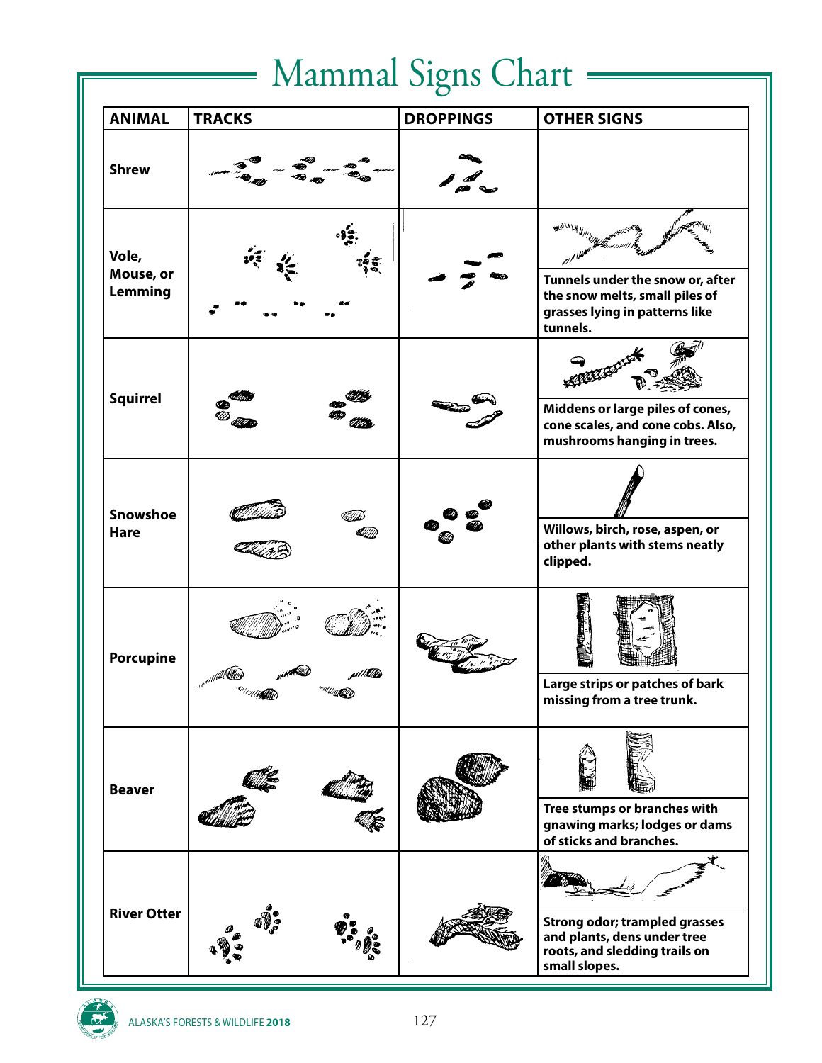# Mammal Signs Chart

| ANIMAL | TRACKS | DROPPINGS | OTHER SIGNS |
|---|---|---|---|
| **Shrew** | | | |
| **Vole, Mouse, or Lemming** | | | **Tunnels under the snow or, after the snow melts, small piles of grasses lying in patterns like tunnels.** |
| **Squirrel** | | | **Middens or large piles of cones, cone scales, and cone cobs. Also, mushrooms hanging in trees.** |
| **Snowshoe Hare** | | | **Willows, birch, rose, aspen, or other plants with stems neatly clipped.** |
| **Porcupine** | | | **Large strips or patches of bark missing from a tree trunk.** |
| **Beaver** | | | **Tree stumps or branches with gnawing marks; lodges or dams of sticks and branches.** |
| **River Otter** | | | **Strong odor; trampled grasses and plants, dens under tree roots, and sledding trails on small slopes.** |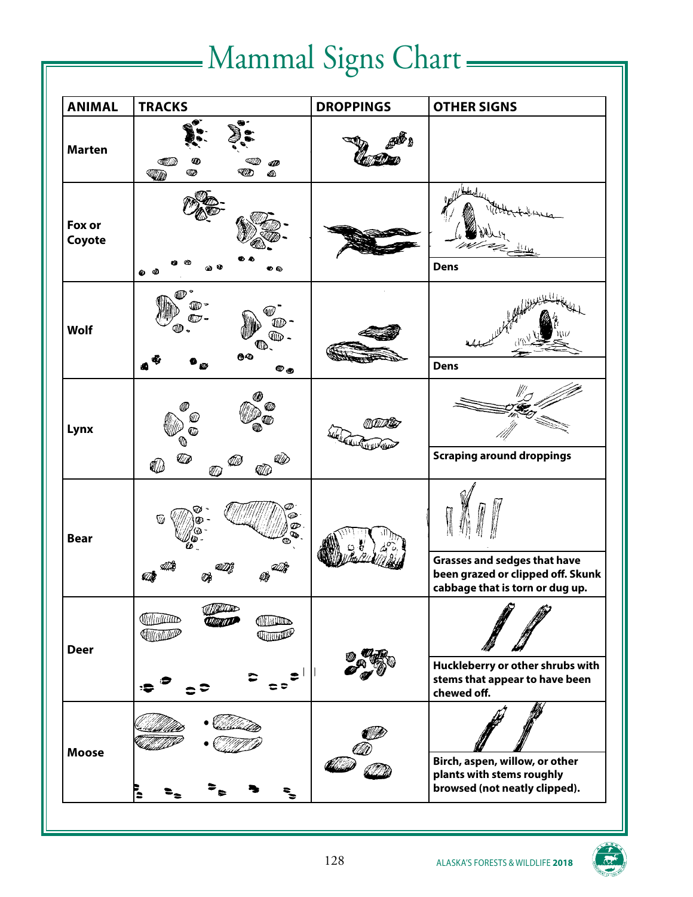# Mammal Signs Chart

| ANIMAL | TRACKS | DROPPINGS | OTHER SIGNS |
| --- | --- | --- | --- |
| **Marten** | | | |
| **Fox or Coyote** | | | **Dens** |
| **Wolf** | | | **Dens** |
| **Lynx** | | | **Scraping around droppings** |
| **Bear** | | | **Grasses and sedges that have been grazed or clipped off. Skunk cabbage that is torn or dug up.** |
| **Deer** | | | **Huckleberry or other shrubs with stems that appear to have been chewed off.** |
| **Moose** | | | **Birch, aspen, willow, or other plants with stems roughly browsed (not neatly clipped).** |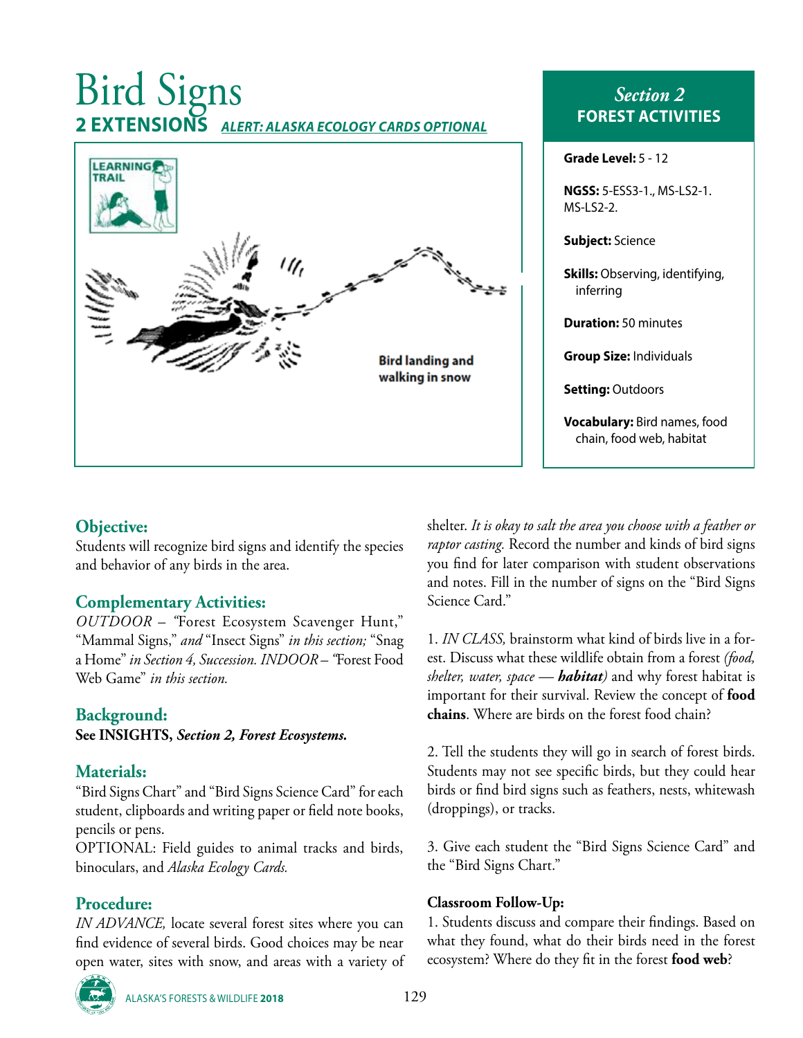# Bird Signs

## 2 EXTENSIONS *ALERT: ALASKA ECOLOGY CARDS OPTIONAL*

Bird landing and walking in snow

### *Section 2* FOREST ACTIVITIES

**Grade Level:** 5 - 12

**NGSS:** 5-ESS3-1., MS-LS2-1. MS-LS2-2.

**Subject:** Science

**Skills:** Observing, identifying, inferring

**Duration:** 50 minutes

**Group Size:** Individuals

**Setting:** Outdoors

**Vocabulary:** Bird names, food chain, food web, habitat

## Objective:

Students will recognize bird signs and identify the species and behavior of any birds in the area.

## Complementary Activities:

*OUTDOOR* – "Forest Ecosystem Scavenger Hunt," "Mammal Signs," *and* "Insect Signs" *in this section;* "Snag a Home" *in Section 4, Succession. INDOOR* – "Forest Food Web Game" *in this section.*

## Background:

**See INSIGHTS, *Section 2, Forest Ecosystems.***

## Materials:

"Bird Signs Chart" and "Bird Signs Science Card" for each student, clipboards and writing paper or field note books, pencils or pens.

OPTIONAL: Field guides to animal tracks and birds, binoculars, and *Alaska Ecology Cards.*

## Procedure:

*IN ADVANCE,* locate several forest sites where you can find evidence of several birds. Good choices may be near open water, sites with snow, and areas with a variety of shelter. *It is okay to salt the area you choose with a feather or raptor casting.* Record the number and kinds of bird signs you find for later comparison with student observations and notes. Fill in the number of signs on the "Bird Signs Science Card."

1. *IN CLASS,* brainstorm what kind of birds live in a forest. Discuss what these wildlife obtain from a forest *(food, shelter, water, space —* ***habitat****)* and why forest habitat is important for their survival. Review the concept of **food chains**. Where are birds on the forest food chain?

2. Tell the students they will go in search of forest birds. Students may not see specific birds, but they could hear birds or find bird signs such as feathers, nests, whitewash (droppings), or tracks.

3. Give each student the "Bird Signs Science Card" and the "Bird Signs Chart."

**Classroom Follow-Up:**

1. Students discuss and compare their findings. Based on what they found, what do their birds need in the forest ecosystem? Where do they fit in the forest **food web**?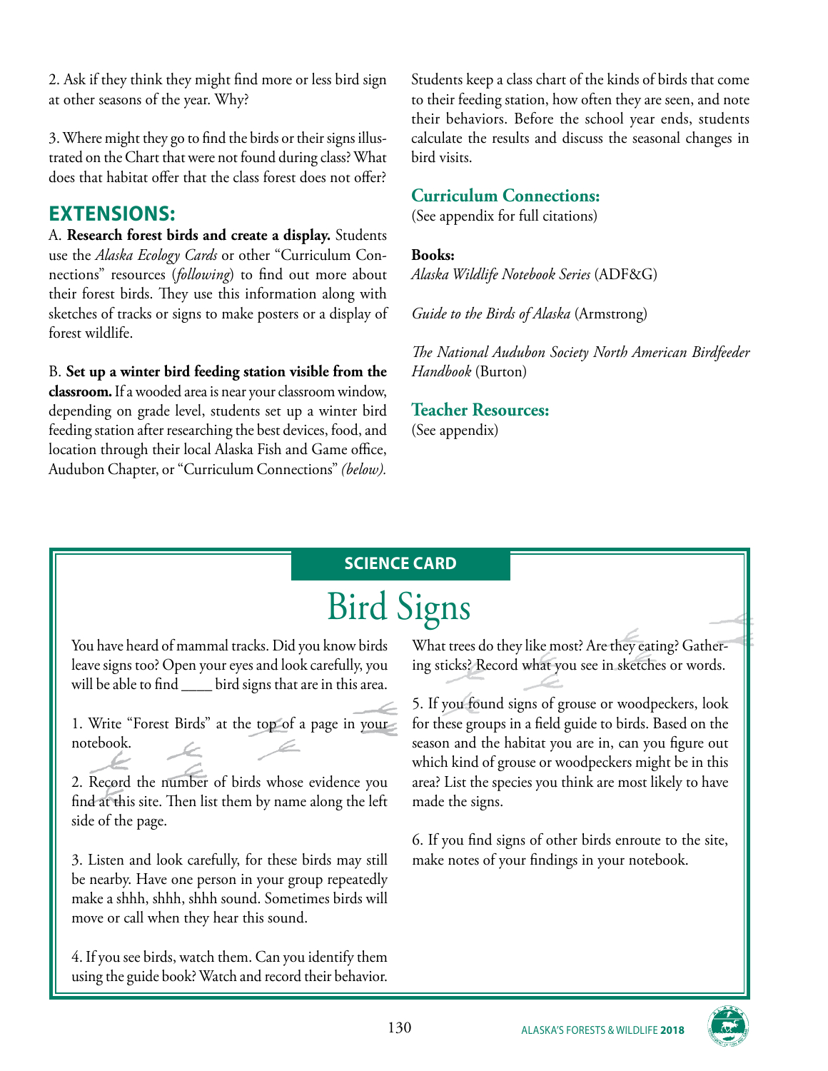2. Ask if they think they might find more or less bird sign at other seasons of the year. Why?

3. Where might they go to find the birds or their signs illustrated on the Chart that were not found during class? What does that habitat offer that the class forest does not offer?

## EXTENSIONS:

A. **Research forest birds and create a display.** Students use the *Alaska Ecology Cards* or other "Curriculum Connections" resources (*following*) to find out more about their forest birds. They use this information along with sketches of tracks or signs to make posters or a display of forest wildlife.

B. **Set up a winter bird feeding station visible from the classroom.** If a wooded area is near your classroom window, depending on grade level, students set up a winter bird feeding station after researching the best devices, food, and location through their local Alaska Fish and Game office, Audubon Chapter, or "Curriculum Connections" *(below).* Students keep a class chart of the kinds of birds that come to their feeding station, how often they are seen, and note their behaviors. Before the school year ends, students calculate the results and discuss the seasonal changes in bird visits.

### Curriculum Connections:

(See appendix for full citations)

**Books:**

*Alaska Wildlife Notebook Series* (ADF&G)

*Guide to the Birds of Alaska* (Armstrong)

*The National Audubon Society North American Birdfeeder Handbook* (Burton)

### Teacher Resources:

(See appendix)

---

**SCIENCE CARD**

# Bird Signs

You have heard of mammal tracks. Did you know birds leave signs too? Open your eyes and look carefully, you will be able to find ____ bird signs that are in this area.

1. Write "Forest Birds" at the top of a page in your notebook.

2. Record the number of birds whose evidence you find at this site. Then list them by name along the left side of the page.

3. Listen and look carefully, for these birds may still be nearby. Have one person in your group repeatedly make a shhh, shhh, shhh sound. Sometimes birds will move or call when they hear this sound.

4. If you see birds, watch them. Can you identify them using the guide book? Watch and record their behavior. What trees do they like most? Are they eating? Gathering sticks? Record what you see in sketches or words.

5. If you found signs of grouse or woodpeckers, look for these groups in a field guide to birds. Based on the season and the habitat you are in, can you figure out which kind of grouse or woodpeckers might be in this area? List the species you think are most likely to have made the signs.

6. If you find signs of other birds enroute to the site, make notes of your findings in your notebook.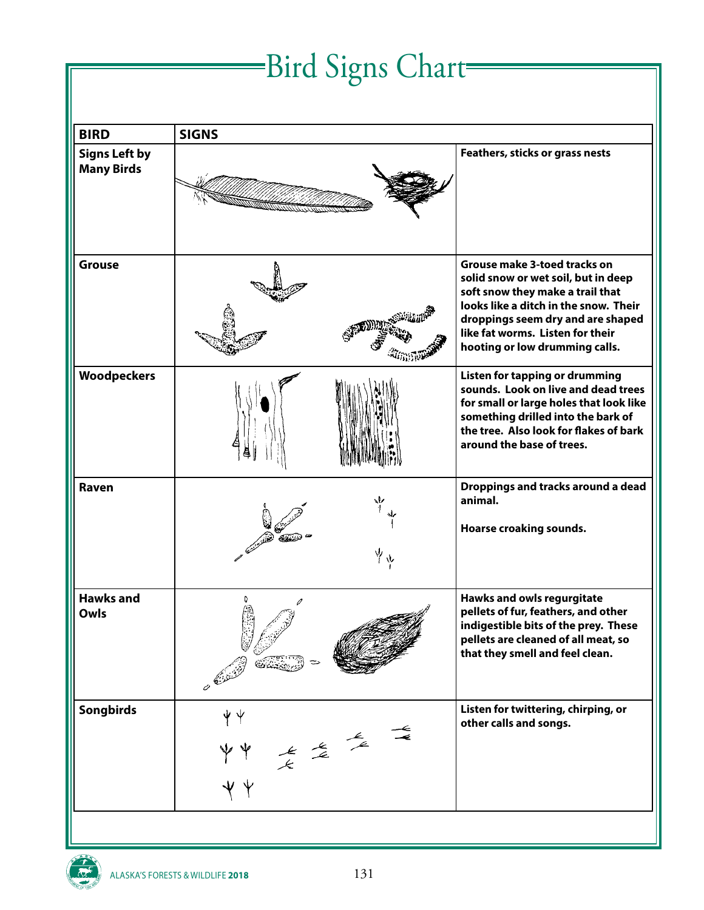# Bird Signs Chart

| BIRD | SIGNS | |
|---|---|---|
| **Signs Left by Many Birds** | | **Feathers, sticks or grass nests** |
| **Grouse** | | **Grouse make 3-toed tracks on solid snow or wet soil, but in deep soft snow they make a trail that looks like a ditch in the snow. Their droppings seem dry and are shaped like fat worms. Listen for their hooting or low drumming calls.** |
| **Woodpeckers** | | **Listen for tapping or drumming sounds. Look on live and dead trees for small or large holes that look like something drilled into the bark of the tree. Also look for flakes of bark around the base of trees.** |
| **Raven** | | **Droppings and tracks around a dead animal.**<br><br>**Hoarse croaking sounds.** |
| **Hawks and Owls** | | **Hawks and owls regurgitate pellets of fur, feathers, and other indigestible bits of the prey. These pellets are cleaned of all meat, so that they smell and feel clean.** |
| **Songbirds** | | **Listen for twittering, chirping, or other calls and songs.** |